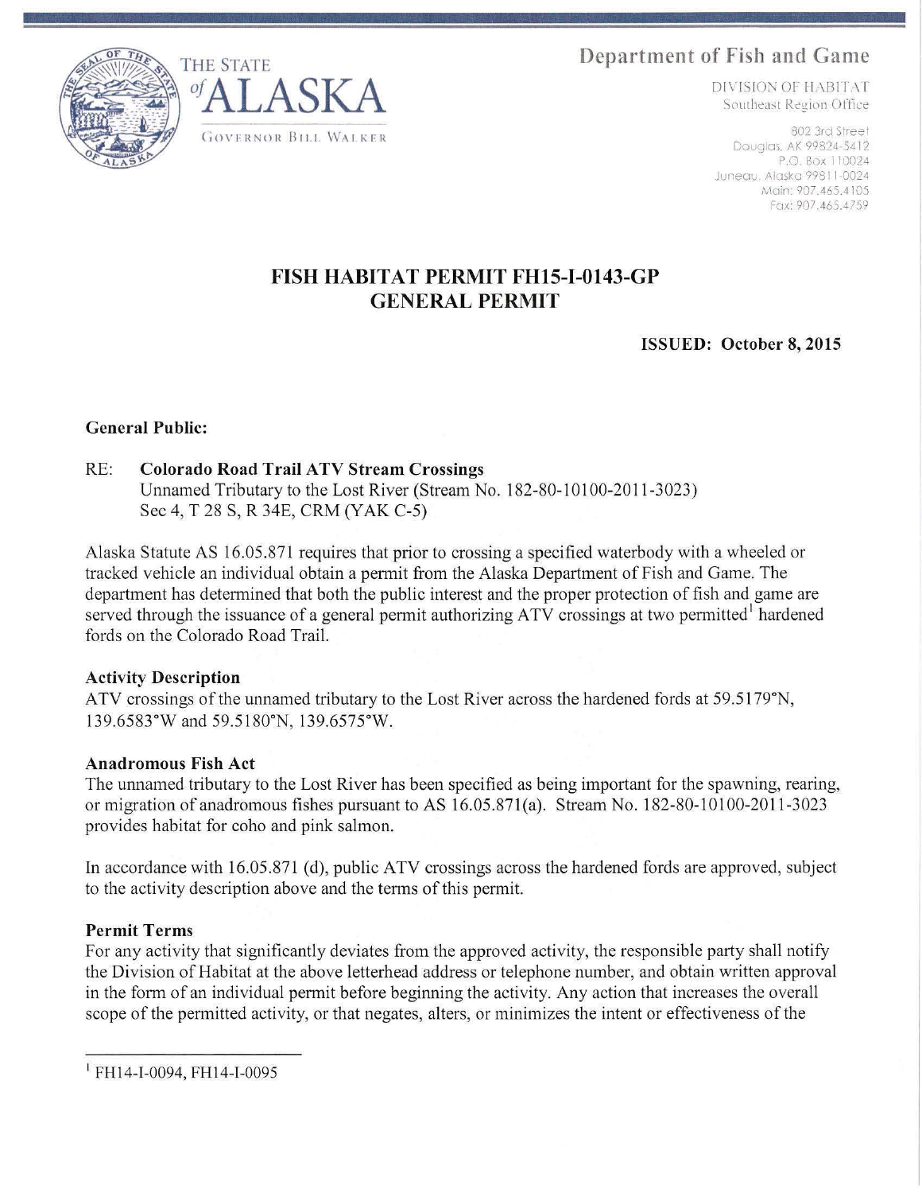THE STATE of ALASKA

GOVERNOR BILL WALKER

Department of Fish and Game

DIVISION OF HABITAT
Southeast Region Office

802 3rd Street
Douglas, AK 99824-5412
P.O. Box 110024
Juneau, Alaska 99811-0024
Main: 907.465.4105
Fax: 907.465.4759

# FISH HABITAT PERMIT FH15-I-0143-GP
# GENERAL PERMIT

**ISSUED: October 8, 2015**

**General Public:**

RE: **Colorado Road Trail ATV Stream Crossings**
Unnamed Tributary to the Lost River (Stream No. 182-80-10100-2011-3023)
Sec 4, T 28 S, R 34E, CRM (YAK C-5)

Alaska Statute AS 16.05.871 requires that prior to crossing a specified waterbody with a wheeled or tracked vehicle an individual obtain a permit from the Alaska Department of Fish and Game. The department has determined that both the public interest and the proper protection of fish and game are served through the issuance of a general permit authorizing ATV crossings at two permitted[1] hardened fords on the Colorado Road Trail.

**Activity Description**

ATV crossings of the unnamed tributary to the Lost River across the hardened fords at 59.5179°N, 139.6583°W and 59.5180°N, 139.6575°W.

**Anadromous Fish Act**

The unnamed tributary to the Lost River has been specified as being important for the spawning, rearing, or migration of anadromous fishes pursuant to AS 16.05.871(a). Stream No. 182-80-10100-2011-3023 provides habitat for coho and pink salmon.

In accordance with 16.05.871 (d), public ATV crossings across the hardened fords are approved, subject to the activity description above and the terms of this permit.

**Permit Terms**

For any activity that significantly deviates from the approved activity, the responsible party shall notify the Division of Habitat at the above letterhead address or telephone number, and obtain written approval in the form of an individual permit before beginning the activity. Any action that increases the overall scope of the permitted activity, or that negates, alters, or minimizes the intent or effectiveness of the

---

[1] FH14-I-0094, FH14-I-0095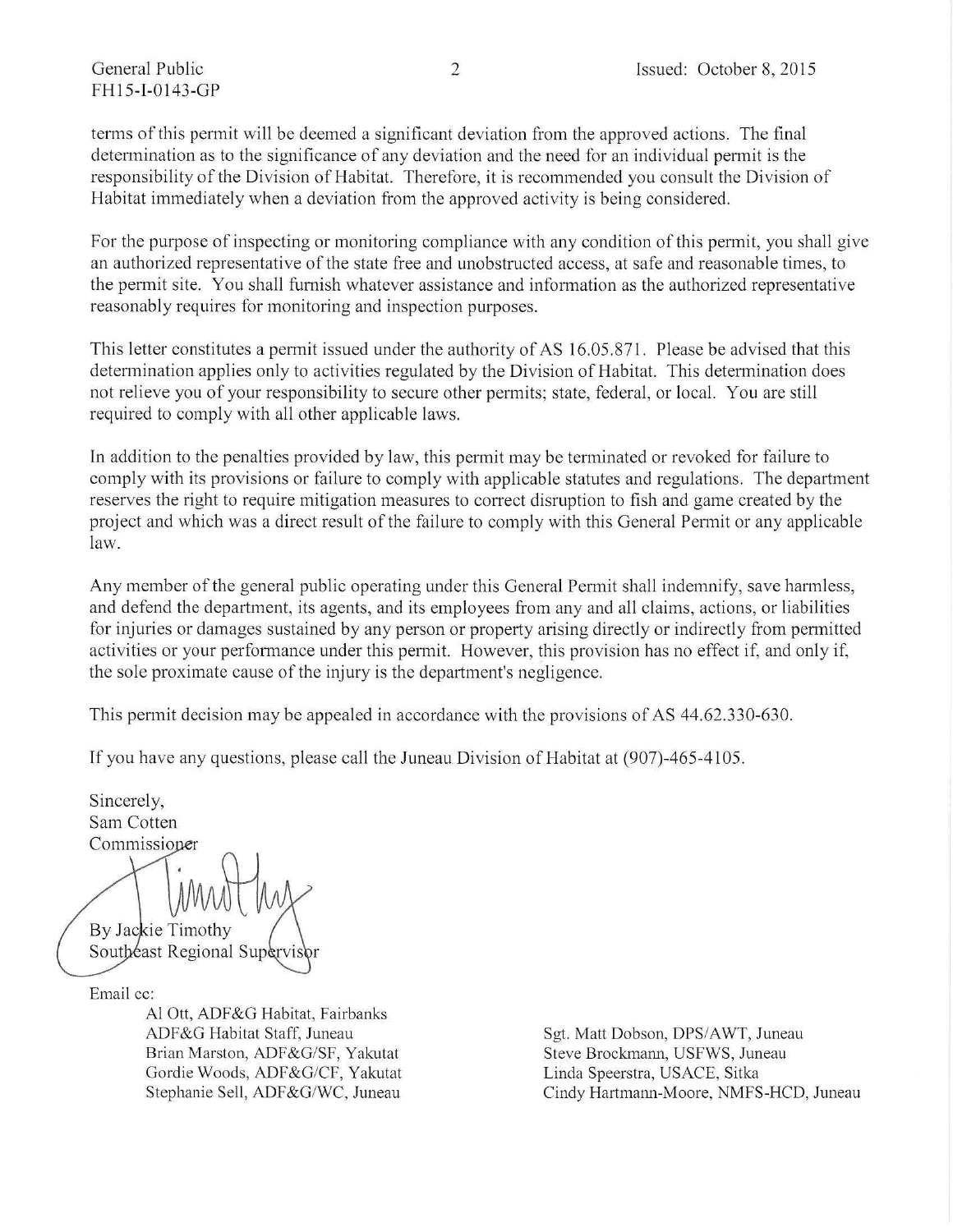terms of this permit will be deemed a significant deviation from the approved actions. The final determination as to the significance of any deviation and the need for an individual permit is the responsibility of the Division of Habitat. Therefore, it is recommended you consult the Division of Habitat immediately when a deviation from the approved activity is being considered.

For the purpose of inspecting or monitoring compliance with any condition of this permit, you shall give an authorized representative of the state free and unobstructed access, at safe and reasonable times, to the permit site. You shall furnish whatever assistance and information as the authorized representative reasonably requires for monitoring and inspection purposes.

This letter constitutes a permit issued under the authority of AS 16.05.871. Please be advised that this determination applies only to activities regulated by the Division of Habitat. This determination does not relieve you of your responsibility to secure other permits; state, federal, or local. You are still required to comply with all other applicable laws.

In addition to the penalties provided by law, this permit may be terminated or revoked for failure to comply with its provisions or failure to comply with applicable statutes and regulations. The department reserves the right to require mitigation measures to correct disruption to fish and game created by the project and which was a direct result of the failure to comply with this General Permit or any applicable law.

Any member of the general public operating under this General Permit shall indemnify, save harmless, and defend the department, its agents, and its employees from any and all claims, actions, or liabilities for injuries or damages sustained by any person or property arising directly or indirectly from permitted activities or your performance under this permit. However, this provision has no effect if, and only if, the sole proximate cause of the injury is the department's negligence.

This permit decision may be appealed in accordance with the provisions of AS 44.62.330-630.

If you have any questions, please call the Juneau Division of Habitat at (907)-465-4105.

Sincerely,
Sam Cotten
Commissioner

By Jackie Timothy
Southeast Regional Supervisor

Email cc:

Al Ott, ADF&G Habitat, Fairbanks
ADF&G Habitat Staff, Juneau
Brian Marston, ADF&G/SF, Yakutat
Gordie Woods, ADF&G/CF, Yakutat
Stephanie Sell, ADF&G/WC, Juneau
Sgt. Matt Dobson, DPS/AWT, Juneau
Steve Brockmann, USFWS, Juneau
Linda Speerstra, USACE, Sitka
Cindy Hartmann-Moore, NMFS-HCD, Juneau